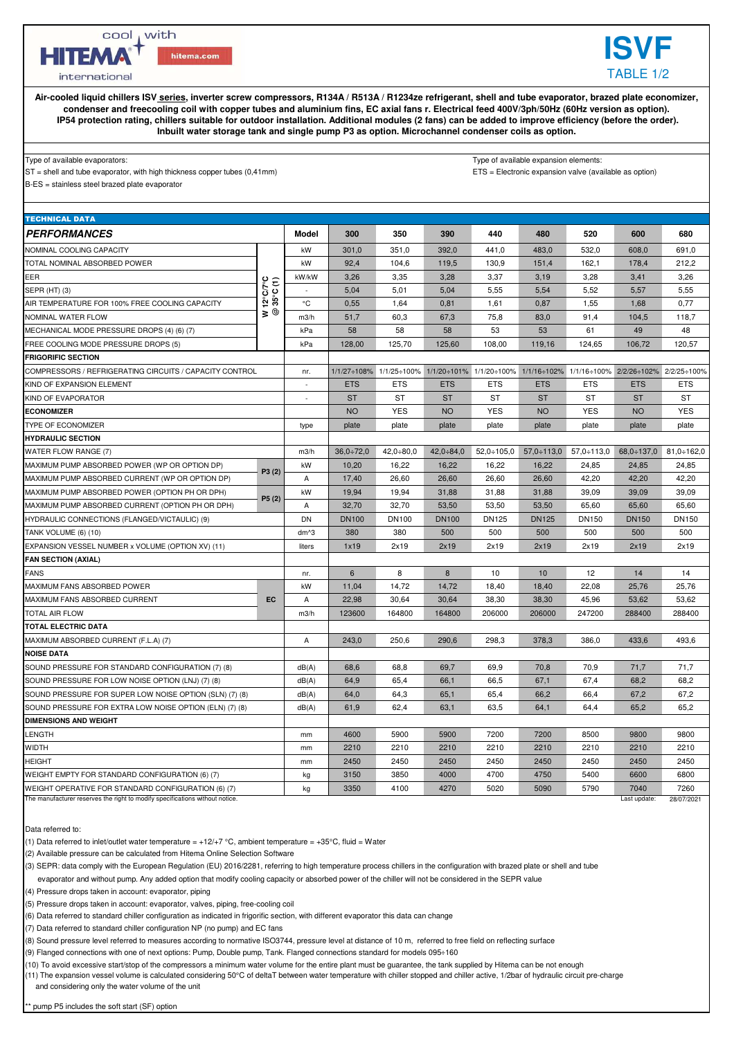# ISVF

TABLE 1/2

**Air-cooled liquid chillers ISV series, inverter screw compressors, R134A / R513A / R1234ze refrigerant, shell and tube evaporator, brazed plate economizer, condenser and freecooling coil with copper tubes and aluminium fins, EC axial fans r. Electrical feed 400V/3ph/50Hz (60Hz version as option). IP54 protection rating, chillers suitable for outdoor installation. Additional modules (2 fans) can be added to improve efficiency (before the order). Inbuilt water storage tank and single pump P3 as option. Microchannel condenser coils as option.**

Type of available evaporators:
ST = shell and tube evaporator, with high thickness copper tubes (0,41mm)
B-ES = stainless steel brazed plate evaporator

Type of available expansion elements:
ETS = Electronic expansion valve (available as option)

**TECHNICAL DATA**

| ***PERFORMANCES*** | | Model | 300 | 350 | 390 | 440 | 480 | 520 | 600 | 680 |
|---|---|---|---|---|---|---|---|---|---|---|
| NOMINAL COOLING CAPACITY | W 12°C/7°C @ 35°C (1) | kW | 301,0 | 351,0 | 392,0 | 441,0 | 483,0 | 532,0 | 608,0 | 691,0 |
| TOTAL NOMINAL ABSORBED POWER | | kW | 92,4 | 104,6 | 119,5 | 130,9 | 151,4 | 162,1 | 178,4 | 212,2 |
| EER | | kW/kW | 3,26 | 3,35 | 3,28 | 3,37 | 3,19 | 3,28 | 3,41 | 3,26 |
| SEPR (HT) (3) | | - | 5,04 | 5,01 | 5,04 | 5,55 | 5,54 | 5,52 | 5,57 | 5,55 |
| AIR TEMPERATURE FOR 100% FREE COOLING CAPACITY | | °C | 0,55 | 1,64 | 0,81 | 1,61 | 0,87 | 1,55 | 1,68 | 0,77 |
| NOMINAL WATER FLOW | | m3/h | 51,7 | 60,3 | 67,3 | 75,8 | 83,0 | 91,4 | 104,5 | 118,7 |
| MECHANICAL MODE PRESSURE DROPS (4) (6) (7) | | kPa | 58 | 58 | 58 | 53 | 53 | 61 | 49 | 48 |
| FREE COOLING MODE PRESSURE DROPS (5) | | kPa | 128,00 | 125,70 | 125,60 | 108,00 | 119,16 | 124,65 | 106,72 | 120,57 |
| **FRIGORIFIC SECTION** | | | | | | | | | | |
| COMPRESSORS / REFRIGERATING CIRCUITS / CAPACITY CONTROL | | nr. | 1/1/27÷108% | 1/1/25÷100% | 1/1/20÷101% | 1/1/20÷100% | 1/1/16÷102% | 1/1/16÷100% | 2/2/26÷102% | 2/2/25÷100% |
| KIND OF EXPANSION ELEMENT | | - | ETS | ETS | ETS | ETS | ETS | ETS | ETS | ETS |
| KIND OF EVAPORATOR | | - | ST | ST | ST | ST | ST | ST | ST | ST |
| **ECONOMIZER** | | | NO | YES | NO | YES | NO | YES | NO | YES |
| TYPE OF ECONOMIZER | | type | plate | plate | plate | plate | plate | plate | plate | plate |
| **HYDRAULIC SECTION** | | | | | | | | | | |
| WATER FLOW RANGE (7) | | m3/h | 36,0÷72,0 | 42,0÷80,0 | 42,0÷84,0 | 52,0÷105,0 | 57,0÷113,0 | 57,0÷113,0 | 68,0÷137,0 | 81,0÷162,0 |
| MAXIMUM PUMP ABSORBED POWER (WP OR OPTION DP) | P3 (2) | kW | 10,20 | 16,22 | 16,22 | 16,22 | 16,22 | 24,85 | 24,85 | 24,85 |
| MAXIMUM PUMP ABSORBED CURRENT (WP OR OPTION DP) | | A | 17,40 | 26,60 | 26,60 | 26,60 | 26,60 | 42,20 | 42,20 | 42,20 |
| MAXIMUM PUMP ABSORBED POWER (OPTION PH OR DPH) | P5 (2) | kW | 19,94 | 19,94 | 31,88 | 31,88 | 31,88 | 39,09 | 39,09 | 39,09 |
| MAXIMUM PUMP ABSORBED CURRENT (OPTION PH OR DPH) | | A | 32,70 | 32,70 | 53,50 | 53,50 | 53,50 | 65,60 | 65,60 | 65,60 |
| HYDRAULIC CONNECTIONS (FLANGED/VICTAULIC) (9) | | DN | DN100 | DN100 | DN100 | DN125 | DN125 | DN150 | DN150 | DN150 |
| TANK VOLUME (6) (10) | | dm^3 | 380 | 380 | 500 | 500 | 500 | 500 | 500 | 500 |
| EXPANSION VESSEL NUMBER x VOLUME (OPTION XV) (11) | | liters | 1x19 | 2x19 | 2x19 | 2x19 | 2x19 | 2x19 | 2x19 | 2x19 |
| **FAN SECTION (AXIAL)** | | | | | | | | | | |
| FANS | EC | nr. | 6 | 8 | 8 | 10 | 10 | 12 | 14 | 14 |
| MAXIMUM FANS ABSORBED POWER | | kW | 11,04 | 14,72 | 14,72 | 18,40 | 18,40 | 22,08 | 25,76 | 25,76 |
| MAXIMUM FANS ABSORBED CURRENT | | A | 22,98 | 30,64 | 30,64 | 38,30 | 38,30 | 45,96 | 53,62 | 53,62 |
| TOTAL AIR FLOW | | m3/h | 123600 | 164800 | 164800 | 206000 | 206000 | 247200 | 288400 | 288400 |
| **TOTAL ELECTRIC DATA** | | | | | | | | | | |
| MAXIMUM ABSORBED CURRENT (F.L.A) (7) | | A | 243,0 | 250,6 | 290,6 | 298,3 | 378,3 | 386,0 | 433,6 | 493,6 |
| **NOISE DATA** | | | | | | | | | | |
| SOUND PRESSURE FOR STANDARD CONFIGURATION (7) (8) | | dB(A) | 68,6 | 68,8 | 69,7 | 69,9 | 70,8 | 70,9 | 71,7 | 71,7 |
| SOUND PRESSURE FOR LOW NOISE OPTION (LNJ) (7) (8) | | dB(A) | 64,9 | 65,4 | 66,1 | 66,5 | 67,1 | 67,4 | 68,2 | 68,2 |
| SOUND PRESSURE FOR SUPER LOW NOISE OPTION (SLN) (7) (8) | | dB(A) | 64,0 | 64,3 | 65,1 | 65,4 | 66,2 | 66,4 | 67,2 | 67,2 |
| SOUND PRESSURE FOR EXTRA LOW NOISE OPTION (ELN) (7) (8) | | dB(A) | 61,9 | 62,4 | 63,1 | 63,5 | 64,1 | 64,4 | 65,2 | 65,2 |
| **DIMENSIONS AND WEIGHT** | | | | | | | | | | |
| LENGTH | | mm | 4600 | 5900 | 5900 | 7200 | 7200 | 8500 | 9800 | 9800 |
| WIDTH | | mm | 2210 | 2210 | 2210 | 2210 | 2210 | 2210 | 2210 | 2210 |
| HEIGHT | | mm | 2450 | 2450 | 2450 | 2450 | 2450 | 2450 | 2450 | 2450 |
| WEIGHT EMPTY FOR STANDARD CONFIGURATION (6) (7) | | kg | 3150 | 3850 | 4000 | 4700 | 4750 | 5400 | 6600 | 6800 |
| WEIGHT OPERATIVE FOR STANDARD CONFIGURATION (6) (7) | | kg | 3350 | 4100 | 4270 | 5020 | 5090 | 5790 | 7040 | 7260 |

The manufacturer reserves the right to modify specifications without notice.

Last update: 28/07/2021

Data referred to:
(1) Data referred to inlet/outlet water temperature = +12/+7 °C, ambient temperature = +35°C, fluid = Water
(2) Available pressure can be calculated from Hitema Online Selection Software
(3) SEPR: data comply with the European Regulation (EU) 2016/2281, referring to high temperature process chillers in the configuration with brazed plate or shell and tube evaporator and without pump. Any added option that modify cooling capacity or absorbed power of the chiller will not be considered in the SEPR value
(4) Pressure drops taken in account: evaporator, piping
(5) Pressure drops taken in account: evaporator, valves, piping, free-cooling coil
(6) Data referred to standard chiller configuration as indicated in frigorific section, with different evaporator this data can change
(7) Data referred to standard chiller configuration NP (no pump) and EC fans
(8) Sound pressure level referred to measures according to normative ISO3744, pressure level at distance of 10 m, referred to free field on reflecting surface
(9) Flanged connections with one of next options: Pump, Double pump, Tank. Flanged connections standard for models 095÷160
(10) To avoid excessive start/stop of the compressors a minimum water volume for the entire plant must be guarantee, the tank supplied by Hitema can be not enough
(11) The expansion vessel volume is calculated considering 50°C of deltaT between water temperature with chiller stopped and chiller active, 1/2bar of hydraulic circuit pre-charge and considering only the water volume of the unit

** pump P5 includes the soft start (SF) option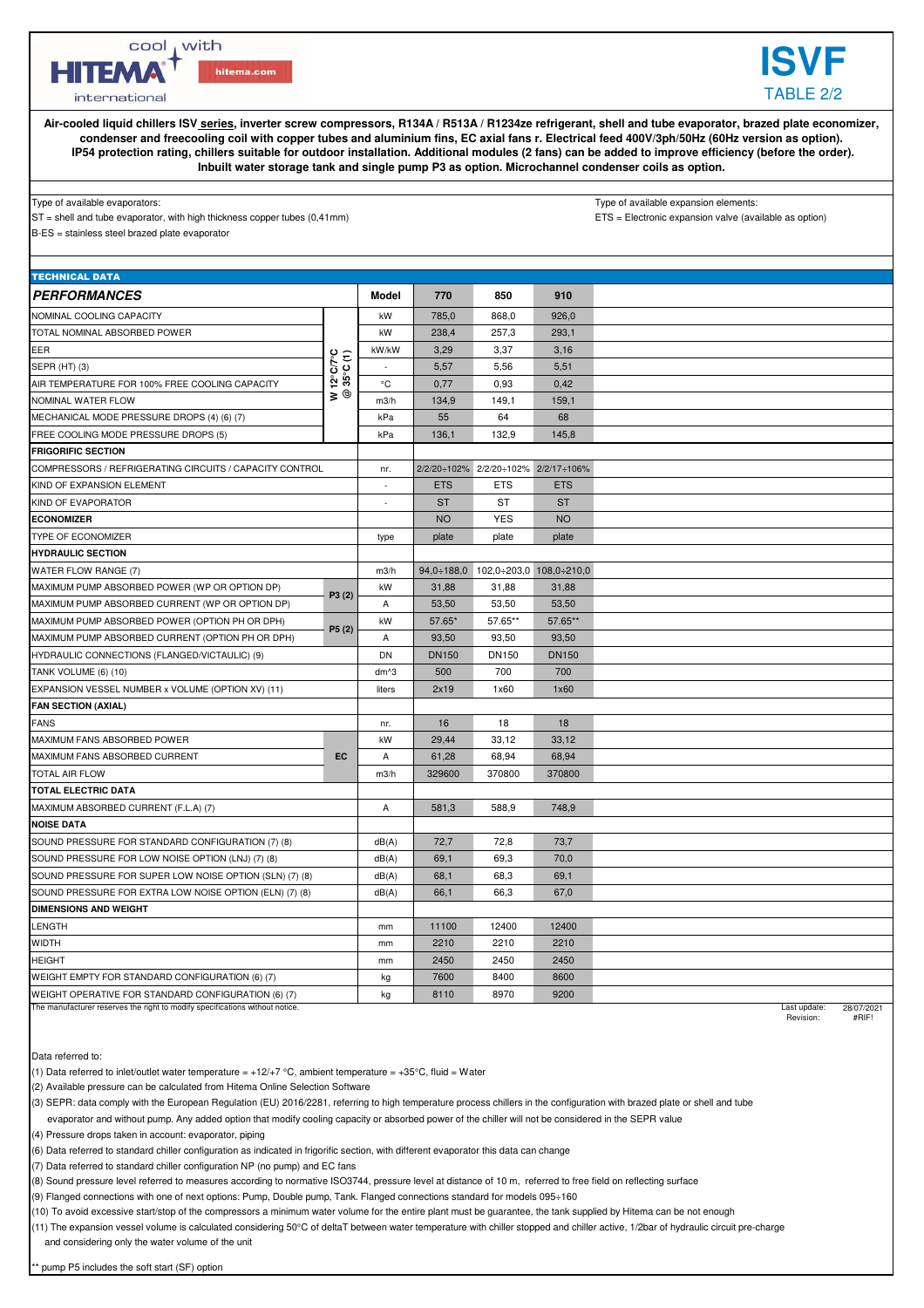cool with HITEMA international hitema.com

# ISVF
TABLE 2/2

**Air-cooled liquid chillers ISV series, inverter screw compressors, R134A / R513A / R1234ze refrigerant, shell and tube evaporator, brazed plate economizer, condenser and freecooling coil with copper tubes and aluminium fins, EC axial fans r. Electrical feed 400V/3ph/50Hz (60Hz version as option). IP54 protection rating, chillers suitable for outdoor installation. Additional modules (2 fans) can be added to improve efficiency (before the order). Inbuilt water storage tank and single pump P3 as option. Microchannel condenser coils as option.**

Type of available evaporators:
ST = shell and tube evaporator, with high thickness copper tubes (0,41mm)
B-ES = stainless steel brazed plate evaporator

Type of available expansion elements:
ETS = Electronic expansion valve (available as option)

**TECHNICAL DATA**

| ***PERFORMANCES*** | | Model | 770 | 850 | 910 |
|---|---|---|---|---|---|
| NOMINAL COOLING CAPACITY | W 12°C/7°C @ 35°C (1) | kW | 785,0 | 868,0 | 926,0 |
| TOTAL NOMINAL ABSORBED POWER | | kW | 238,4 | 257,3 | 293,1 |
| EER | | kW/kW | 3,29 | 3,37 | 3,16 |
| SEPR (HT) (3) | | - | 5,57 | 5,56 | 5,51 |
| AIR TEMPERATURE FOR 100% FREE COOLING CAPACITY | | °C | 0,77 | 0,93 | 0,42 |
| NOMINAL WATER FLOW | | m3/h | 134,9 | 149,1 | 159,1 |
| MECHANICAL MODE PRESSURE DROPS (4) (6) (7) | | kPa | 55 | 64 | 68 |
| FREE COOLING MODE PRESSURE DROPS (5) | | kPa | 136,1 | 132,9 | 145,8 |
| **FRIGORIFIC SECTION** | | | | | |
| COMPRESSORS / REFRIGERATING CIRCUITS / CAPACITY CONTROL | | nr. | 2/2/20÷102% | 2/2/20÷102% | 2/2/17÷106% |
| KIND OF EXPANSION ELEMENT | | - | ETS | ETS | ETS |
| KIND OF EVAPORATOR | | - | ST | ST | ST |
| **ECONOMIZER** | | | NO | YES | NO |
| TYPE OF ECONOMIZER | | type | plate | plate | plate |
| **HYDRAULIC SECTION** | | | | | |
| WATER FLOW RANGE (7) | | m3/h | 94,0÷188,0 | 102,0÷203,0 | 108,0÷210,0 |
| MAXIMUM PUMP ABSORBED POWER (WP OR OPTION DP) | P3 (2) | kW | 31,88 | 31,88 | 31,88 |
| MAXIMUM PUMP ABSORBED CURRENT (WP OR OPTION DP) | | A | 53,50 | 53,50 | 53,50 |
| MAXIMUM PUMP ABSORBED POWER (OPTION PH OR DPH) | P5 (2) | kW | 57.65* | 57.65** | 57.65** |
| MAXIMUM PUMP ABSORBED CURRENT (OPTION PH OR DPH) | | A | 93,50 | 93,50 | 93,50 |
| HYDRAULIC CONNECTIONS (FLANGED/VICTAULIC) (9) | | DN | DN150 | DN150 | DN150 |
| TANK VOLUME (6) (10) | | dm^3 | 500 | 700 | 700 |
| EXPANSION VESSEL NUMBER x VOLUME (OPTION XV) (11) | | liters | 2x19 | 1x60 | 1x60 |
| **FAN SECTION (AXIAL)** | | | | | |
| FANS | | nr. | 16 | 18 | 18 |
| MAXIMUM FANS ABSORBED POWER | EC | kW | 29,44 | 33,12 | 33,12 |
| MAXIMUM FANS ABSORBED CURRENT | | A | 61,28 | 68,94 | 68,94 |
| TOTAL AIR FLOW | | m3/h | 329600 | 370800 | 370800 |
| **TOTAL ELECTRIC DATA** | | | | | |
| MAXIMUM ABSORBED CURRENT (F.L.A) (7) | | A | 581,3 | 588,9 | 748,9 |
| **NOISE DATA** | | | | | |
| SOUND PRESSURE FOR STANDARD CONFIGURATION (7) (8) | | dB(A) | 72,7 | 72,8 | 73,7 |
| SOUND PRESSURE FOR LOW NOISE OPTION (LNJ) (7) (8) | | dB(A) | 69,1 | 69,3 | 70,0 |
| SOUND PRESSURE FOR SUPER LOW NOISE OPTION (SLN) (7) (8) | | dB(A) | 68,1 | 68,3 | 69,1 |
| SOUND PRESSURE FOR EXTRA LOW NOISE OPTION (ELN) (7) (8) | | dB(A) | 66,1 | 66,3 | 67,0 |
| **DIMENSIONS AND WEIGHT** | | | | | |
| LENGTH | | mm | 11100 | 12400 | 12400 |
| WIDTH | | mm | 2210 | 2210 | 2210 |
| HEIGHT | | mm | 2450 | 2450 | 2450 |
| WEIGHT EMPTY FOR STANDARD CONFIGURATION (6) (7) | | kg | 7600 | 8400 | 8600 |
| WEIGHT OPERATIVE FOR STANDARD CONFIGURATION (6) (7) | | kg | 8110 | 8970 | 9200 |

The manufacturer reserves the right to modify specifications without notice.

Last update: 28/07/2021
Revision: #RIF!

Data referred to:
(1) Data referred to inlet/outlet water temperature = +12/+7 °C, ambient temperature = +35°C, fluid = Water
(2) Available pressure can be calculated from Hitema Online Selection Software
(3) SEPR: data comply with the European Regulation (EU) 2016/2281, referring to high temperature process chillers in the configuration with brazed plate or shell and tube evaporator and without pump. Any added option that modify cooling capacity or absorbed power of the chiller will not be considered in the SEPR value
(4) Pressure drops taken in account: evaporator, piping
(6) Data referred to standard chiller configuration as indicated in frigorific section, with different evaporator this data can change
(7) Data referred to standard chiller configuration NP (no pump) and EC fans
(8) Sound pressure level referred to measures according to normative ISO3744, pressure level at distance of 10 m, referred to free field on reflecting surface
(9) Flanged connections with one of next options: Pump, Double pump, Tank. Flanged connections standard for models 095÷160
(10) To avoid excessive start/stop of the compressors a minimum water volume for the entire plant must be guarantee, the tank supplied by Hitema can be not enough
(11) The expansion vessel volume is calculated considering 50°C of deltaT between water temperature with chiller stopped and chiller active, 1/2bar of hydraulic circuit pre-charge and considering only the water volume of the unit

** pump P5 includes the soft start (SF) option